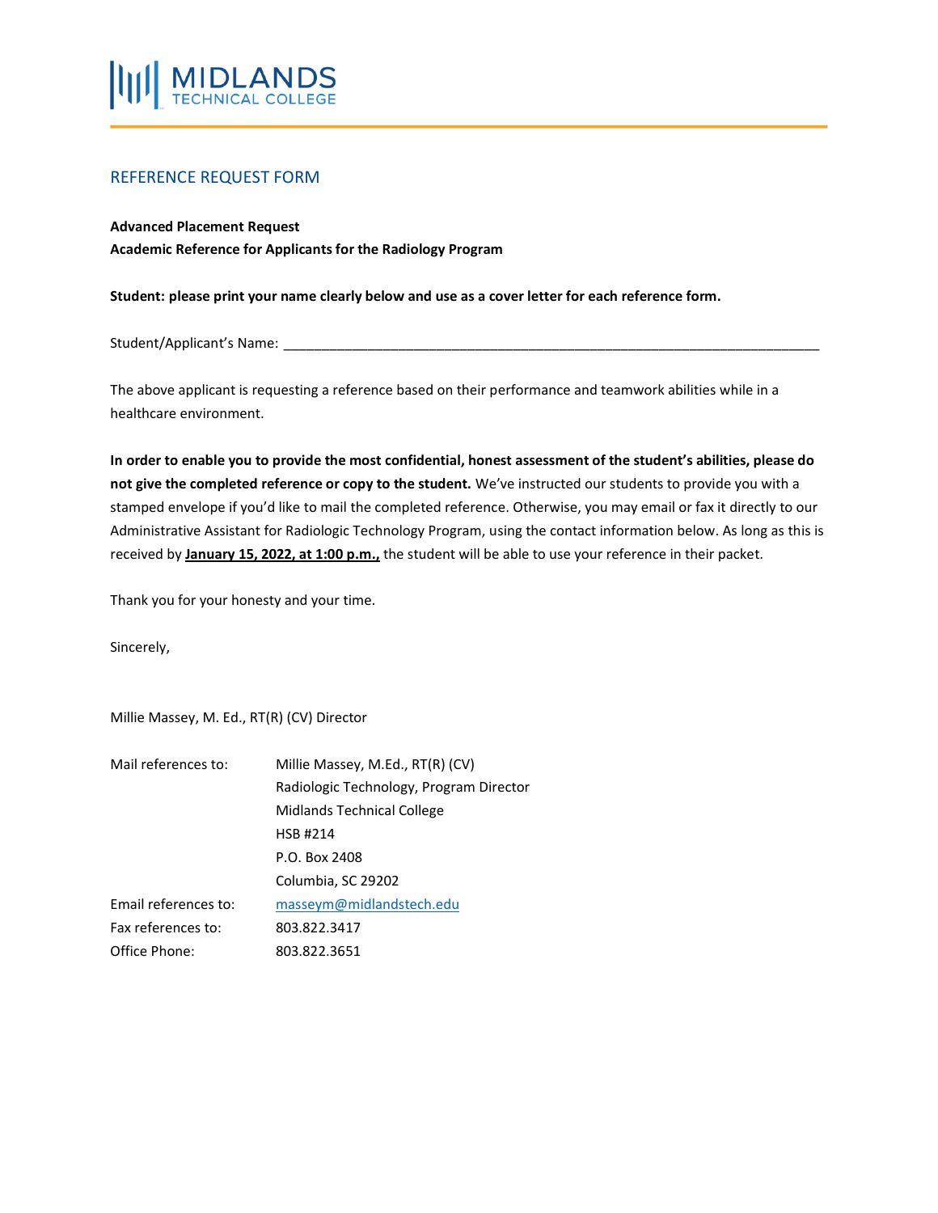MIDLANDS TECHNICAL COLLEGE

## REFERENCE REQUEST FORM

**Advanced Placement Request**
**Academic Reference for Applicants for the Radiology Program**

**Student: please print your name clearly below and use as a cover letter for each reference form.**

Student/Applicant's Name: ________________________________________________________________________

The above applicant is requesting a reference based on their performance and teamwork abilities while in a healthcare environment.

**In order to enable you to provide the most confidential, honest assessment of the student's abilities, please do not give the completed reference or copy to the student.** We've instructed our students to provide you with a stamped envelope if you'd like to mail the completed reference. Otherwise, you may email or fax it directly to our Administrative Assistant for Radiologic Technology Program, using the contact information below. As long as this is received by **January 15, 2022, at 1:00 p.m.,** the student will be able to use your reference in their packet.

Thank you for your honesty and your time.

Sincerely,

Millie Massey, M. Ed., RT(R) (CV) Director

Mail references to:
Millie Massey, M.Ed., RT(R) (CV)
Radiologic Technology, Program Director
Midlands Technical College
HSB #214
P.O. Box 2408
Columbia, SC 29202

Email references to: masseym@midlandstech.edu
Fax references to: 803.822.3417
Office Phone: 803.822.3651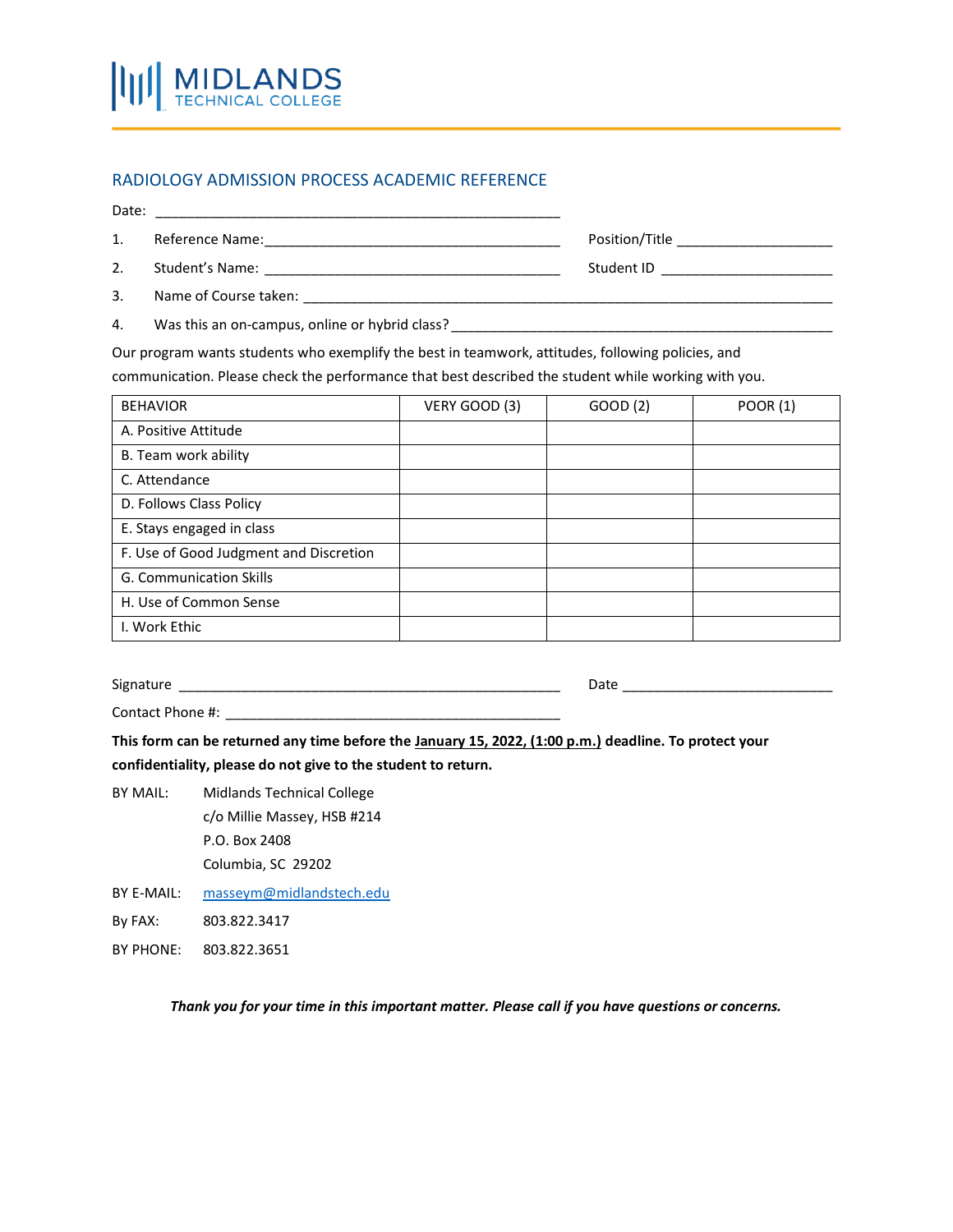MIDLANDS TECHNICAL COLLEGE

## RADIOLOGY ADMISSION PROCESS ACADEMIC REFERENCE

Date: ___________________________________________________

1. Reference Name:_______________________________________ Position/Title ____________________
2. Student's Name: _______________________________________ Student ID _______________________
3. Name of Course taken: ___________________________________________________________________
4. Was this an on-campus, online or hybrid class? ___________________________________________

Our program wants students who exemplify the best in teamwork, attitudes, following policies, and communication. Please check the performance that best described the student while working with you.

| BEHAVIOR | VERY GOOD (3) | GOOD (2) | POOR (1) |
|---|---|---|---|
| A. Positive Attitude | | | |
| B. Team work ability | | | |
| C. Attendance | | | |
| D. Follows Class Policy | | | |
| E. Stays engaged in class | | | |
| F. Use of Good Judgment and Discretion | | | |
| G. Communication Skills | | | |
| H. Use of Common Sense | | | |
| I. Work Ethic | | | |

Signature ___________________________________________________ Date ___________________________

Contact Phone #: _____________________________________________

**This form can be returned any time before the January 15, 2022, (1:00 p.m.) deadline. To protect your confidentiality, please do not give to the student to return.**

BY MAIL: Midlands Technical College
c/o Millie Massey, HSB #214
P.O. Box 2408
Columbia, SC 29202

BY E-MAIL: masseym@midlandstech.edu

By FAX: 803.822.3417

BY PHONE: 803.822.3651

***Thank you for your time in this important matter. Please call if you have questions or concerns.***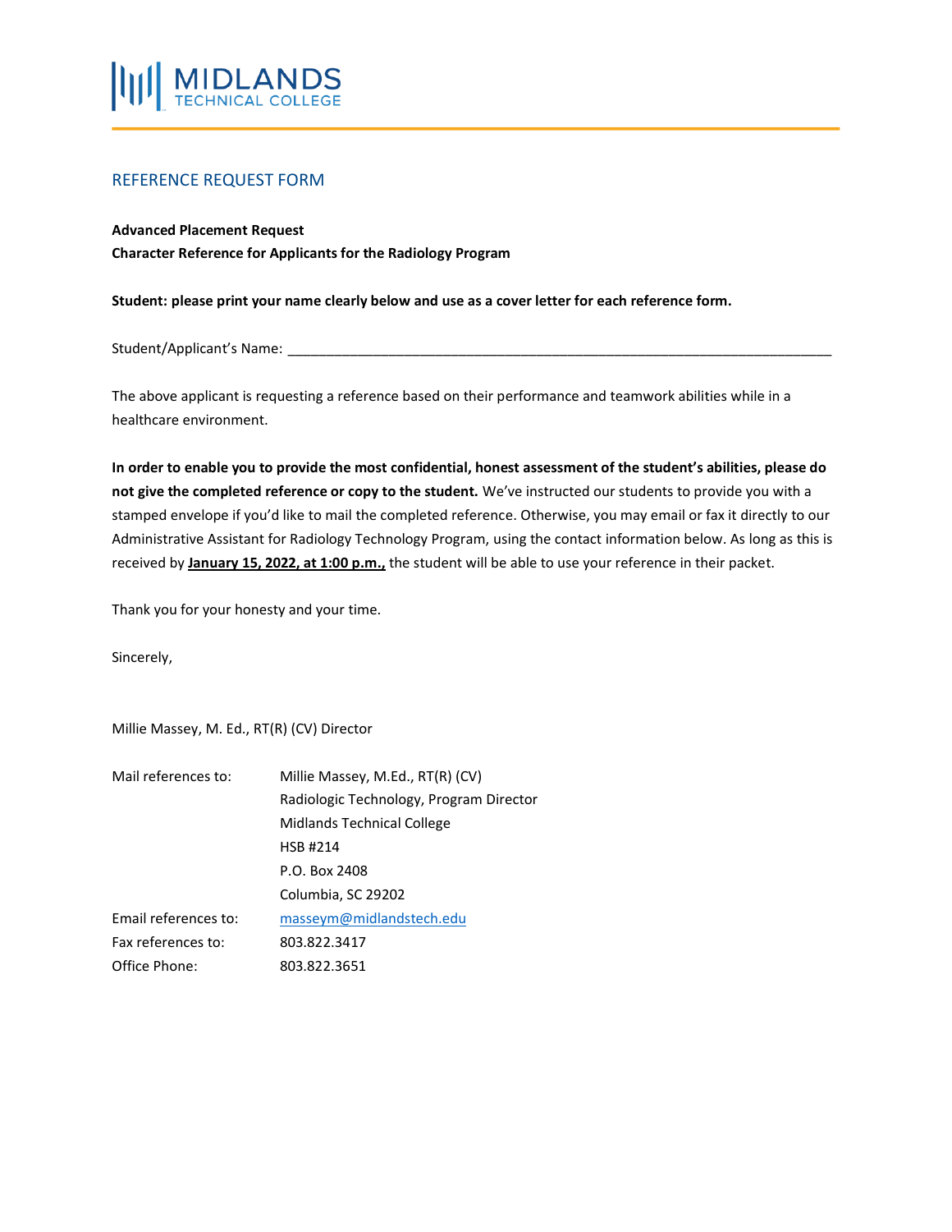MIDLANDS TECHNICAL COLLEGE

## REFERENCE REQUEST FORM

**Advanced Placement Request**
**Character Reference for Applicants for the Radiology Program**

**Student: please print your name clearly below and use as a cover letter for each reference form.**

Student/Applicant's Name: ______________________________________________________________________

The above applicant is requesting a reference based on their performance and teamwork abilities while in a healthcare environment.

**In order to enable you to provide the most confidential, honest assessment of the student's abilities, please do not give the completed reference or copy to the student.** We've instructed our students to provide you with a stamped envelope if you'd like to mail the completed reference. Otherwise, you may email or fax it directly to our Administrative Assistant for Radiology Technology Program, using the contact information below. As long as this is received by **January 15, 2022, at 1:00 p.m.,** the student will be able to use your reference in their packet.

Thank you for your honesty and your time.

Sincerely,

Millie Massey, M. Ed., RT(R) (CV) Director

| | |
|---|---|
| Mail references to: | Millie Massey, M.Ed., RT(R) (CV)<br>Radiologic Technology, Program Director<br>Midlands Technical College<br>HSB #214<br>P.O. Box 2408<br>Columbia, SC 29202 |
| Email references to: | masseym@midlandstech.edu |
| Fax references to: | 803.822.3417 |
| Office Phone: | 803.822.3651 |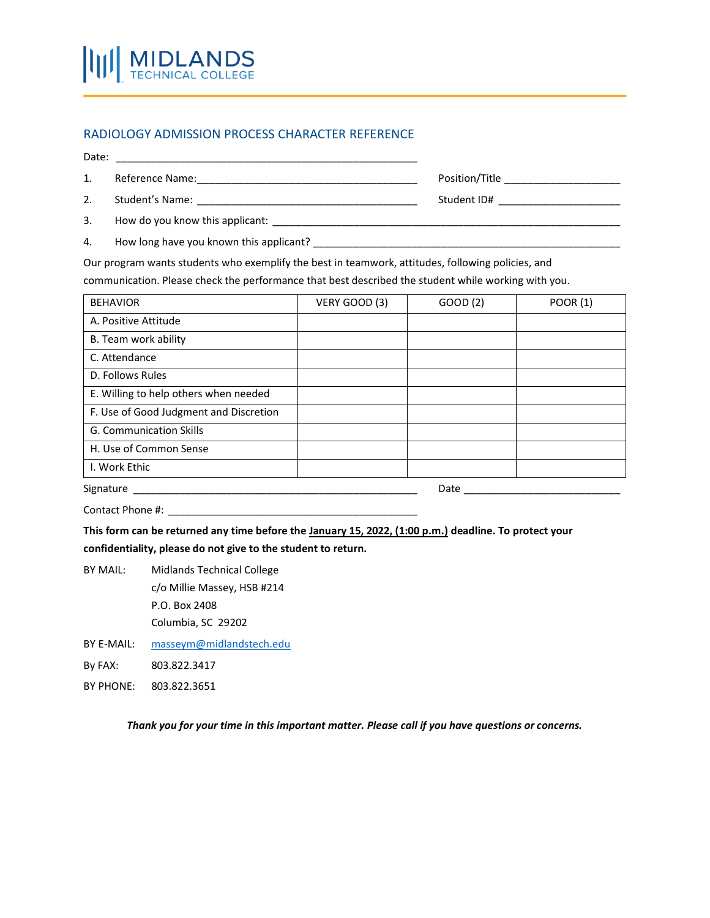MIDLANDS TECHNICAL COLLEGE

## RADIOLOGY ADMISSION PROCESS CHARACTER REFERENCE

Date: ____________________________________________________

1. Reference Name: ________________________________________ Position/Title ____________________
2. Student's Name: ________________________________________ Student ID# ______________________
3. How do you know this applicant: ______________________________________________________________
4. How long have you known this applicant? _____________________________________________________

Our program wants students who exemplify the best in teamwork, attitudes, following policies, and communication. Please check the performance that best described the student while working with you.

| BEHAVIOR | VERY GOOD (3) | GOOD (2) | POOR (1) |
|---|---|---|---|
| A. Positive Attitude | | | |
| B. Team work ability | | | |
| C. Attendance | | | |
| D. Follows Rules | | | |
| E. Willing to help others when needed | | | |
| F. Use of Good Judgment and Discretion | | | |
| G. Communication Skills | | | |
| H. Use of Common Sense | | | |
| I. Work Ethic | | | |

Signature ____________________________________________________ Date ____________________________

Contact Phone #: ______________________________________________

**This form can be returned any time before the January 15, 2022, (1:00 p.m.) deadline. To protect your confidentiality, please do not give to the student to return.**

BY MAIL: Midlands Technical College
c/o Millie Massey, HSB #214
P.O. Box 2408
Columbia, SC 29202

BY E-MAIL: masseym@midlandstech.edu

By FAX: 803.822.3417

BY PHONE: 803.822.3651

***Thank you for your time in this important matter. Please call if you have questions or concerns.***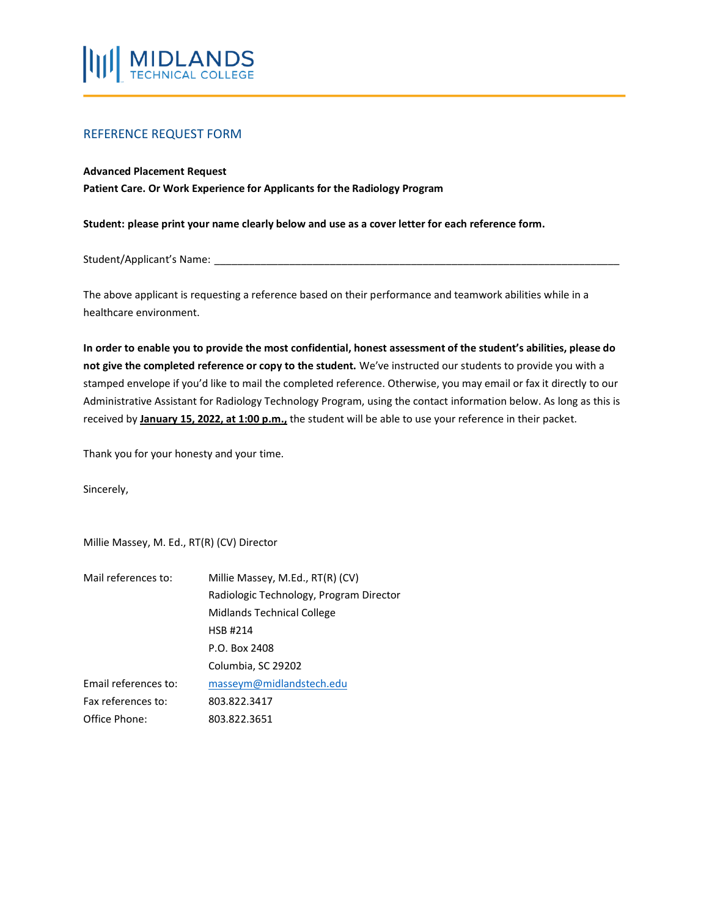MIDLANDS TECHNICAL COLLEGE

## REFERENCE REQUEST FORM

**Advanced Placement Request**
**Patient Care. Or Work Experience for Applicants for the Radiology Program**

**Student: please print your name clearly below and use as a cover letter for each reference form.**

Student/Applicant's Name: ___________________________________________________________________________

The above applicant is requesting a reference based on their performance and teamwork abilities while in a healthcare environment.

**In order to enable you to provide the most confidential, honest assessment of the student's abilities, please do not give the completed reference or copy to the student.** We've instructed our students to provide you with a stamped envelope if you'd like to mail the completed reference. Otherwise, you may email or fax it directly to our Administrative Assistant for Radiology Technology Program, using the contact information below. As long as this is received by **January 15, 2022, at 1:00 p.m.,** the student will be able to use your reference in their packet.

Thank you for your honesty and your time.

Sincerely,

Millie Massey, M. Ed., RT(R) (CV) Director

| | |
|---|---|
| Mail references to: | Millie Massey, M.Ed., RT(R) (CV)<br>Radiologic Technology, Program Director<br>Midlands Technical College<br>HSB #214<br>P.O. Box 2408<br>Columbia, SC 29202 |
| Email references to: | masseym@midlandstech.edu |
| Fax references to: | 803.822.3417 |
| Office Phone: | 803.822.3651 |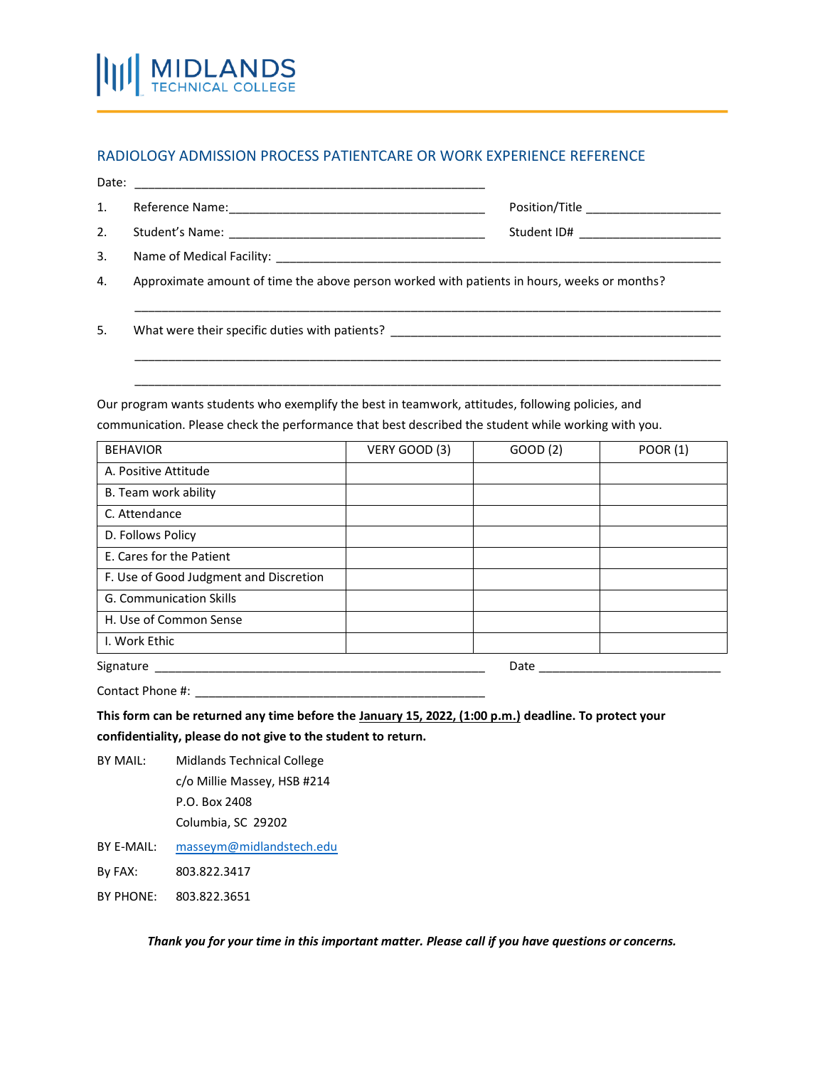MIDLANDS TECHNICAL COLLEGE

## RADIOLOGY ADMISSION PROCESS PATIENTCARE OR WORK EXPERIENCE REFERENCE

Date: ______________________________________________________

1. Reference Name:________________________________________ Position/Title ____________________
2. Student's Name: ________________________________________ Student ID# ______________________
3. Name of Medical Facility: ____________________________________________________________________
4. Approximate amount of time the above person worked with patients in hours, weeks or months?

   ____________________________________________________________________________________________

5. What were their specific duties with patients? ____________________________________________________

   ____________________________________________________________________________________________

   ____________________________________________________________________________________________

Our program wants students who exemplify the best in teamwork, attitudes, following policies, and communication. Please check the performance that best described the student while working with you.

| BEHAVIOR | VERY GOOD (3) | GOOD (2) | POOR (1) |
|---|---|---|---|
| A. Positive Attitude | | | |
| B. Team work ability | | | |
| C. Attendance | | | |
| D. Follows Policy | | | |
| E. Cares for the Patient | | | |
| F. Use of Good Judgment and Discretion | | | |
| G. Communication Skills | | | |
| H. Use of Common Sense | | | |
| I. Work Ethic | | | |

Signature ___________________________________________________ Date ____________________________

Contact Phone #: _____________________________________________

**This form can be returned any time before the January 15, 2022, (1:00 p.m.) deadline. To protect your confidentiality, please do not give to the student to return.**

BY MAIL: Midlands Technical College
c/o Millie Massey, HSB #214
P.O. Box 2408
Columbia, SC 29202

BY E-MAIL: masseym@midlandstech.edu

By FAX: 803.822.3417

BY PHONE: 803.822.3651

***Thank you for your time in this important matter. Please call if you have questions or concerns.***